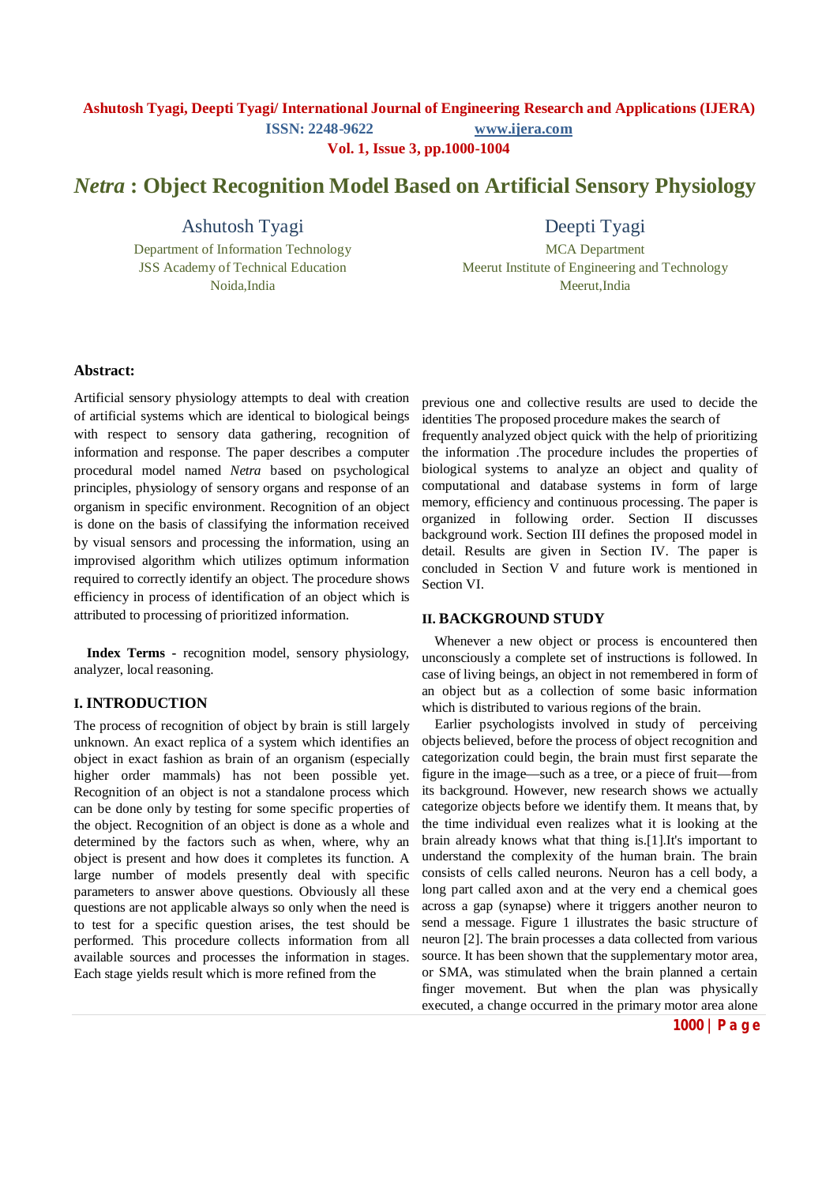# *Netra* : Object Recognition Model Based on Artificial Sensory Physiology

**Ashutosh Tyagi**
Department of Information Technology
JSS Academy of Technical Education
Noida,India

**Deepti Tyagi**
MCA Department
Meerut Institute of Engineering and Technology
Meerut,India

**Abstract:**

Artificial sensory physiology attempts to deal with creation of artificial systems which are identical to biological beings with respect to sensory data gathering, recognition of information and response. The paper describes a computer procedural model named *Netra* based on psychological principles, physiology of sensory organs and response of an organism in specific environment. Recognition of an object is done on the basis of classifying the information received by visual sensors and processing the information, using an improvised algorithm which utilizes optimum information required to correctly identify an object. The procedure shows efficiency in process of identification of an object which is attributed to processing of prioritized information.

**Index Terms** - recognition model, sensory physiology, analyzer, local reasoning.

## I. INTRODUCTION

The process of recognition of object by brain is still largely unknown. An exact replica of a system which identifies an object in exact fashion as brain of an organism (especially higher order mammals) has not been possible yet. Recognition of an object is not a standalone process which can be done only by testing for some specific properties of the object. Recognition of an object is done as a whole and determined by the factors such as when, where, why an object is present and how does it completes its function. A large number of models presently deal with specific parameters to answer above questions. Obviously all these questions are not applicable always so only when the need is to test for a specific question arises, the test should be performed. This procedure collects information from all available sources and processes the information in stages. Each stage yields result which is more refined from the previous one and collective results are used to decide the identities The proposed procedure makes the search of frequently analyzed object quick with the help of prioritizing the information .The procedure includes the properties of biological systems to analyze an object and quality of computational and database systems in form of large memory, efficiency and continuous processing. The paper is organized in following order. Section II discusses background work. Section III defines the proposed model in detail. Results are given in Section IV. The paper is concluded in Section V and future work is mentioned in Section VI.

## II. BACKGROUND STUDY

Whenever a new object or process is encountered then unconsciously a complete set of instructions is followed. In case of living beings, an object in not remembered in form of an object but as a collection of some basic information which is distributed to various regions of the brain.

Earlier psychologists involved in study of perceiving objects believed, before the process of object recognition and categorization could begin, the brain must first separate the figure in the image—such as a tree, or a piece of fruit—from its background. However, new research shows we actually categorize objects before we identify them. It means that, by the time individual even realizes what it is looking at the brain already knows what that thing is.[1].It's important to understand the complexity of the human brain. The brain consists of cells called neurons. Neuron has a cell body, a long part called axon and at the very end a chemical goes across a gap (synapse) where it triggers another neuron to send a message. Figure 1 illustrates the basic structure of neuron [2]. The brain processes a data collected from various source. It has been shown that the supplementary motor area, or SMA, was stimulated when the brain planned a certain finger movement. But when the plan was physically executed, a change occurred in the primary motor area alone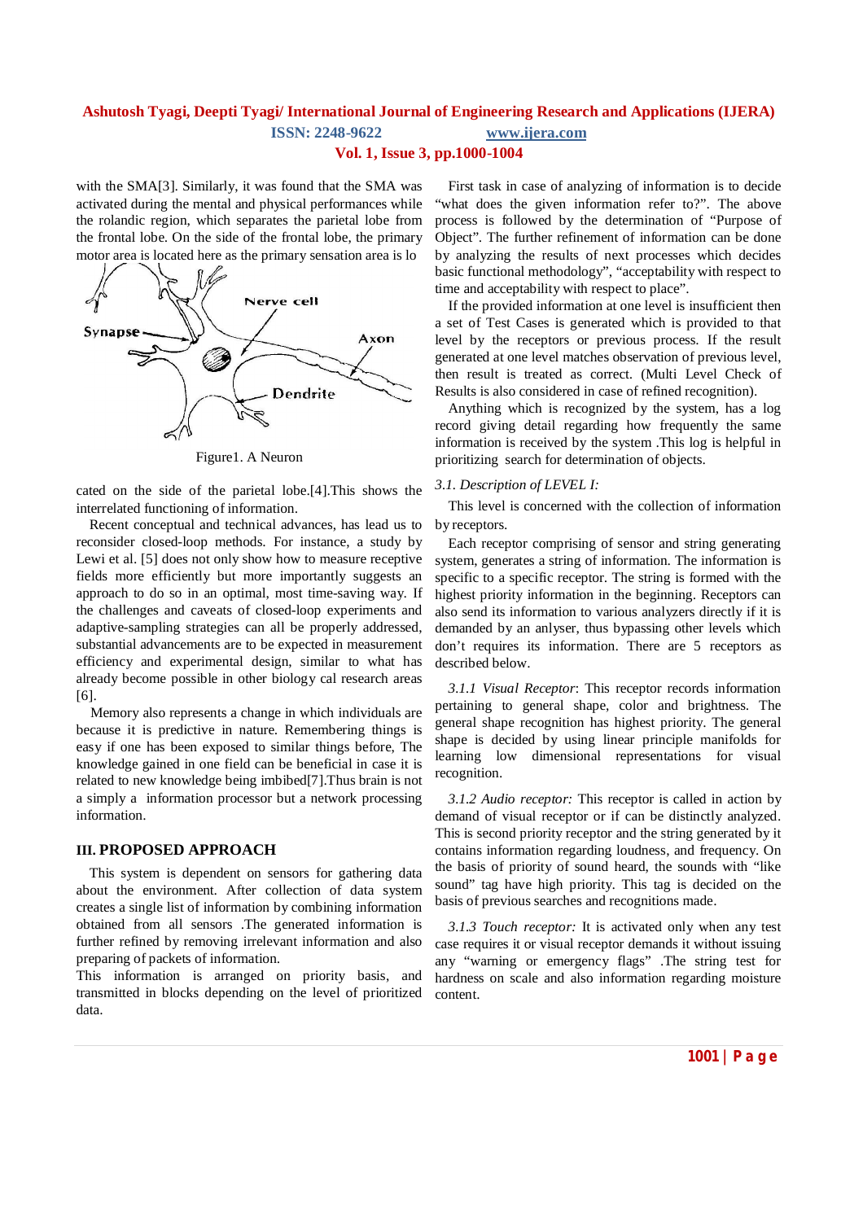with the SMA[3]. Similarly, it was found that the SMA was activated during the mental and physical performances while the rolandic region, which separates the parietal lobe from the frontal lobe. On the side of the frontal lobe, the primary motor area is located here as the primary sensation area is lo

Figure1. A Neuron

cated on the side of the parietal lobe.[4].This shows the interrelated functioning of information.

Recent conceptual and technical advances, has lead us to reconsider closed-loop methods. For instance, a study by Lewi et al. [5] does not only show how to measure receptive fields more efficiently but more importantly suggests an approach to do so in an optimal, most time-saving way. If the challenges and caveats of closed-loop experiments and adaptive-sampling strategies can all be properly addressed, substantial advancements are to be expected in measurement efficiency and experimental design, similar to what has already become possible in other biology cal research areas [6].

Memory also represents a change in which individuals are because it is predictive in nature. Remembering things is easy if one has been exposed to similar things before, The knowledge gained in one field can be beneficial in case it is related to new knowledge being imbibed[7].Thus brain is not a simply a information processor but a network processing information.

## III. PROPOSED APPROACH

This system is dependent on sensors for gathering data about the environment. After collection of data system creates a single list of information by combining information obtained from all sensors .The generated information is further refined by removing irrelevant information and also preparing of packets of information.

This information is arranged on priority basis, and transmitted in blocks depending on the level of prioritized data.

First task in case of analyzing of information is to decide "what does the given information refer to?". The above process is followed by the determination of "Purpose of Object". The further refinement of information can be done by analyzing the results of next processes which decides basic functional methodology", "acceptability with respect to time and acceptability with respect to place".

If the provided information at one level is insufficient then a set of Test Cases is generated which is provided to that level by the receptors or previous process. If the result generated at one level matches observation of previous level, then result is treated as correct. (Multi Level Check of Results is also considered in case of refined recognition).

Anything which is recognized by the system, has a log record giving detail regarding how frequently the same information is received by the system .This log is helpful in prioritizing search for determination of objects.

### *3.1. Description of LEVEL I:*

This level is concerned with the collection of information by receptors.

Each receptor comprising of sensor and string generating system, generates a string of information. The information is specific to a specific receptor. The string is formed with the highest priority information in the beginning. Receptors can also send its information to various analyzers directly if it is demanded by an anlyser, thus bypassing other levels which don't requires its information. There are 5 receptors as described below.

*3.1.1 Visual Receptor*: This receptor records information pertaining to general shape, color and brightness. The general shape recognition has highest priority. The general shape is decided by using linear principle manifolds for learning low dimensional representations for visual recognition.

*3.1.2 Audio receptor:* This receptor is called in action by demand of visual receptor or if can be distinctly analyzed. This is second priority receptor and the string generated by it contains information regarding loudness, and frequency. On the basis of priority of sound heard, the sounds with "like sound" tag have high priority. This tag is decided on the basis of previous searches and recognitions made.

*3.1.3 Touch receptor:* It is activated only when any test case requires it or visual receptor demands it without issuing any "warning or emergency flags" .The string test for hardness on scale and also information regarding moisture content.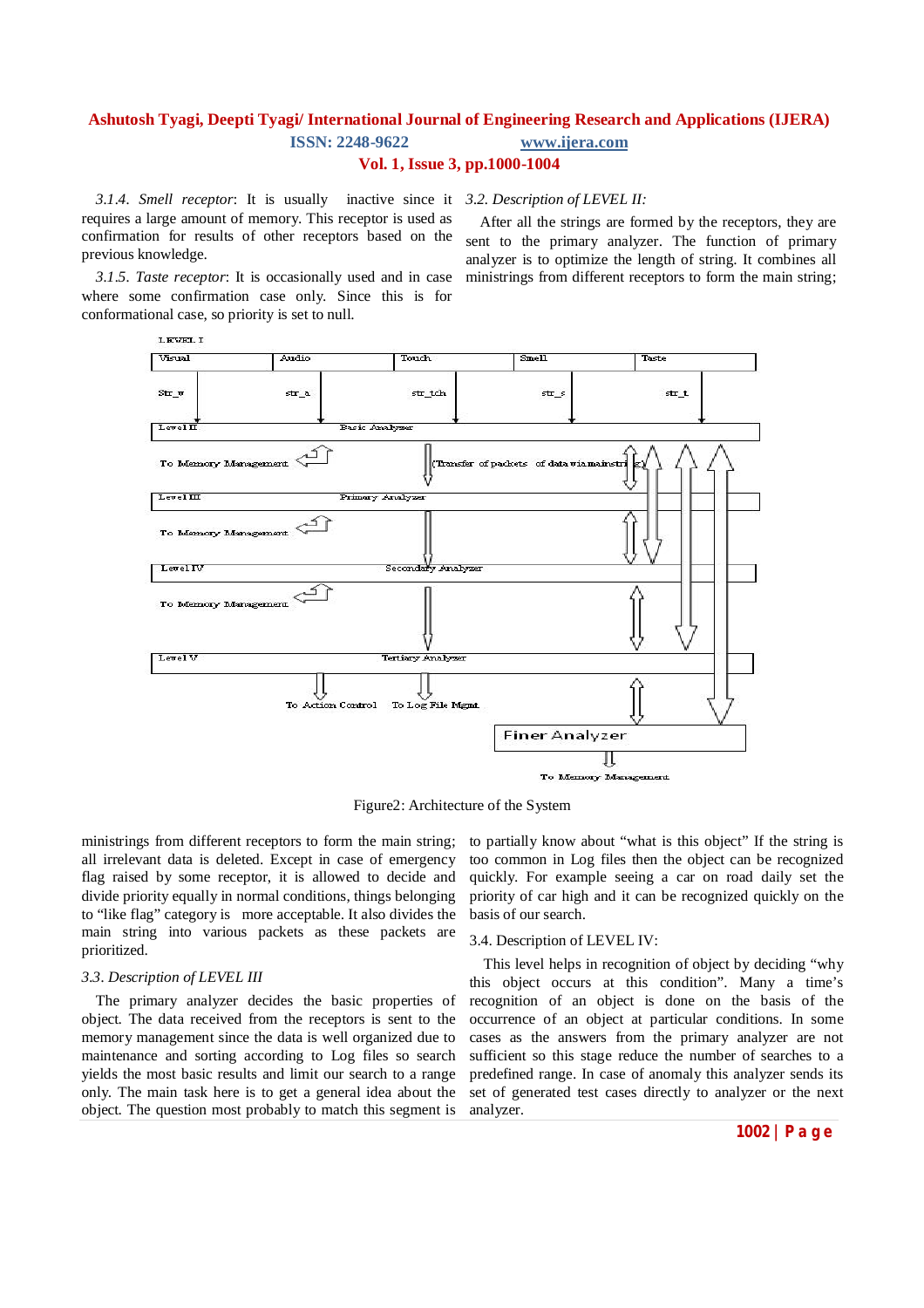*3.1.4. Smell receptor*: It is usually inactive since it requires a large amount of memory. This receptor is used as confirmation for results of other receptors based on the previous knowledge.

*3.1.5. Taste receptor*: It is occasionally used and in case where some confirmation case only. Since this is for conformational case, so priority is set to null.

### *3.2. Description of LEVEL II:*

After all the strings are formed by the receptors, they are sent to the primary analyzer. The function of primary analyzer is to optimize the length of string. It combines all ministrings from different receptors to form the main string;

Figure2: Architecture of the System

ministrings from different receptors to form the main string; all irrelevant data is deleted. Except in case of emergency flag raised by some receptor, it is allowed to decide and divide priority equally in normal conditions, things belonging to "like flag" category is more acceptable. It also divides the main string into various packets as these packets are prioritized.

### *3.3. Description of LEVEL III*

The primary analyzer decides the basic properties of object. The data received from the receptors is sent to the memory management since the data is well organized due to maintenance and sorting according to Log files so search yields the most basic results and limit our search to a range only. The main task here is to get a general idea about the object. The question most probably to match this segment is to partially know about "what is this object" If the string is too common in Log files then the object can be recognized quickly. For example seeing a car on road daily set the priority of car high and it can be recognized quickly on the basis of our search.

### 3.4. Description of LEVEL IV:

This level helps in recognition of object by deciding "why this object occurs at this condition". Many a time's recognition of an object is done on the basis of the occurrence of an object at particular conditions. In some cases as the answers from the primary analyzer are not sufficient so this stage reduce the number of searches to a predefined range. In case of anomaly this analyzer sends its set of generated test cases directly to analyzer or the next analyzer.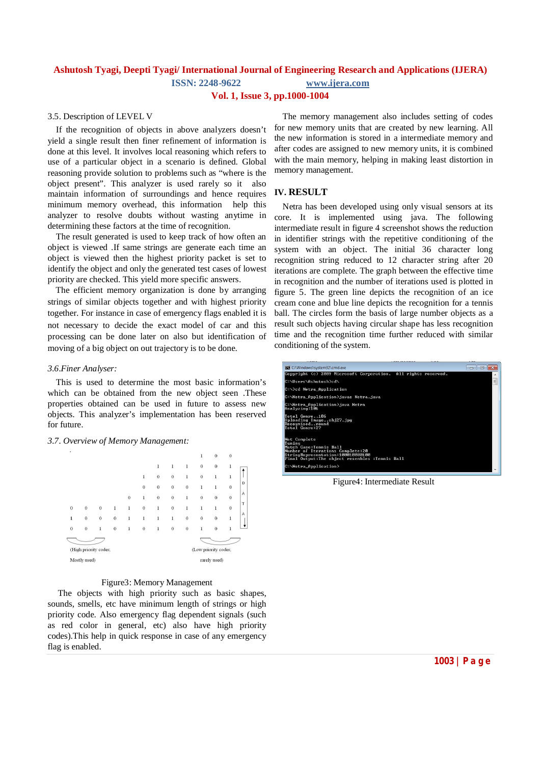3.5. Description of LEVEL V

If the recognition of objects in above analyzers doesn't yield a single result then finer refinement of information is done at this level. It involves local reasoning which refers to use of a particular object in a scenario is defined. Global reasoning provide solution to problems such as "where is the object present". This analyzer is used rarely so it also maintain information of surroundings and hence requires minimum memory overhead, this information help this analyzer to resolve doubts without wasting anytime in determining these factors at the time of recognition.

The result generated is used to keep track of how often an object is viewed .If same strings are generate each time an object is viewed then the highest priority packet is set to identify the object and only the generated test cases of lowest priority are checked. This yield more specific answers.

The efficient memory organization is done by arranging strings of similar objects together and with highest priority together. For instance in case of emergency flags enabled it is not necessary to decide the exact model of car and this processing can be done later on also but identification of moving of a big object on out trajectory is to be done.

*3.6.Finer Analyser:*

This is used to determine the most basic information's which can be obtained from the new object seen .These properties obtained can be used in future to assess new objects. This analyzer's implementation has been reserved for future.

*3.7. Overview of Memory Management:*

```
                                  1   0   0
                      1   1   1   0   0   1    ↑
                  1   0   0   1   0   1   1    D
                  0   0   0   1   1   0        A
              0   1   0   0   1   0   0   0    T
  0   0   0   1   1   0   1   0   1   1   1   0    A
  1   0   0   0   1   1   1   1   0   0   0   1    ↓
  0   0   1   0   1   0   1   0   0   1   0   1
(High priority codes;              (Low priority codes;
 Mostly used)                        rarely used)
```

Figure3: Memory Management

The objects with high priority such as basic shapes, sounds, smells, etc have minimum length of strings or high priority code. Also emergency flag dependent signals (such as red color in general, etc) also have high priority codes).This help in quick response in case of any emergency flag is enabled.

The memory management also includes setting of codes for new memory units that are created by new learning. All the new information is stored in a intermediate memory and after codes are assigned to new memory units, it is combined with the main memory, helping in making least distortion in memory management.

## IV. RESULT

Netra has been developed using only visual sensors at its core. It is implemented using java. The following intermediate result in figure 4 screenshot shows the reduction in identifier strings with the repetitive conditioning of the system with an object. The initial 36 character long recognition string reduced to 12 character string after 20 iterations are complete. The graph between the effective time in recognition and the number of iterations used is plotted in figure 5. The green line depicts the recognition of an ice cream cone and blue line depicts the recognition for a tennis ball. The circles form the basis of large number objects as a result such objects having circular shape has less recognition time and the recognition time further reduced with similar conditioning of the system.

```
C:\Windows\system32\cmd.exe
Copyright (c) 2009 Microsoft Corporation.  All rights reserved.

C:\Users\Ashutosh>cd\

C:\>cd Netra_Application

C:\Netra_Application>javac Netra.java

C:\Netra_Application>java Netra
Analyzing:106

Total Genre..106
Uploading Image..obj27.jpg
Recognised...round
Total Genre:27

Not Complete
Tuning
Match Case:Tennis Ball
Number of Iterations Complete:20
StringRepresentation:100010000100
Final Output:The object resembles :Tennis Ball

C:\Netra_Application>
```

Figure4: Intermediate Result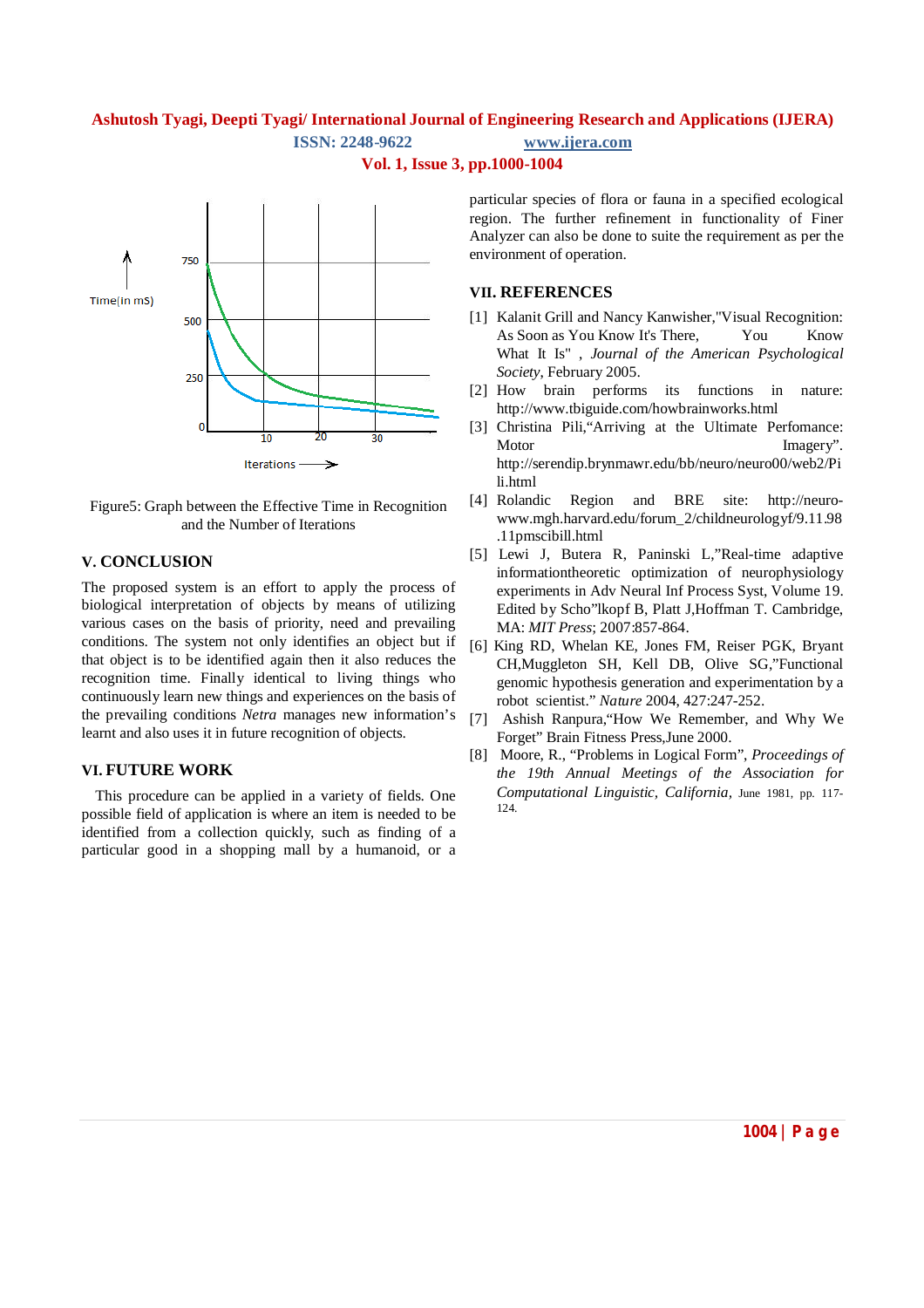Time(in mS)

750

500

250

0

10

20

30

Iterations

Figure5: Graph between the Effective Time in Recognition and the Number of Iterations

## V. CONCLUSION

The proposed system is an effort to apply the process of biological interpretation of objects by means of utilizing various cases on the basis of priority, need and prevailing conditions. The system not only identifies an object but if that object is to be identified again then it also reduces the recognition time. Finally identical to living things who continuously learn new things and experiences on the basis of the prevailing conditions *Netra* manages new information's learnt and also uses it in future recognition of objects.

## VI. FUTURE WORK

This procedure can be applied in a variety of fields. One possible field of application is where an item is needed to be identified from a collection quickly, such as finding of a particular good in a shopping mall by a humanoid, or a particular species of flora or fauna in a specified ecological region. The further refinement in functionality of Finer Analyzer can also be done to suit the requirement as per the environment of operation.

## VII. REFERENCES

[1] Kalanit Grill and Nancy Kanwisher,"Visual Recognition: As Soon as You Know It's There, You Know What It Is" , *Journal of the American Psychological Society*, February 2005.

[2] How brain performs its functions in nature: http://www.tbiguide.com/howbrainworks.html

[3] Christina Pili,"Arriving at the Ultimate Perfomance: Motor Imagery". http://serendip.brynmawr.edu/bb/neuro/neuro00/web2/Pili.html

[4] Rolandic Region and BRE site: http://neuro-www.mgh.harvard.edu/forum_2/childneurologyf/9.11.98.11pmscibill.html

[5] Lewi J, Butera R, Paninski L,"Real-time adaptive informationtheoretic optimization of neurophysiology experiments in Adv Neural Inf Process Syst, Volume 19. Edited by Scho"lkopf B, Platt J,Hoffman T. Cambridge, MA: *MIT Press*; 2007:857-864.

[6] King RD, Whelan KE, Jones FM, Reiser PGK, Bryant CH,Muggleton SH, Kell DB, Olive SG,"Functional genomic hypothesis generation and experimentation by a robot scientist." *Nature* 2004, 427:247-252.

[7] Ashish Ranpura,"How We Remember, and Why We Forget" Brain Fitness Press,June 2000.

[8] Moore, R., "Problems in Logical Form", *Proceedings of the 19th Annual Meetings of the Association for Computational Linguistic, California*, June 1981, pp. 117-124.